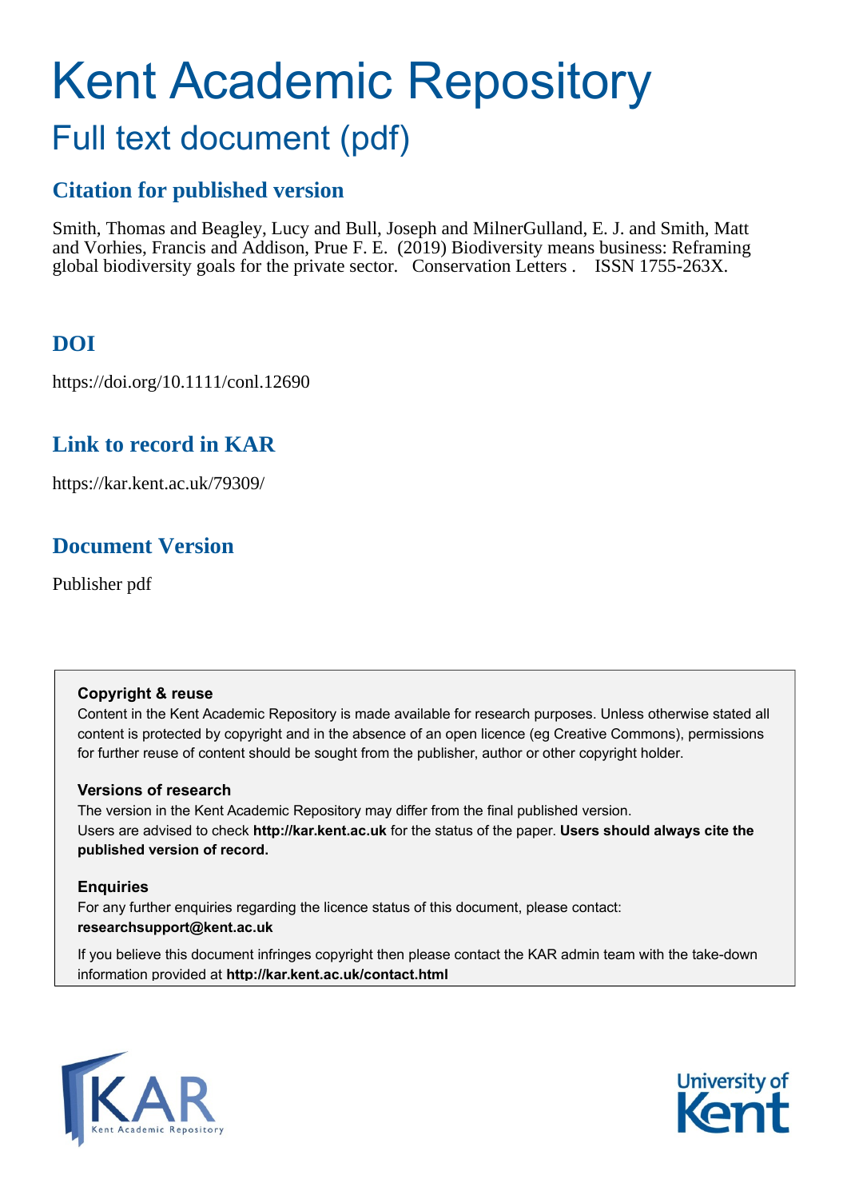# Kent Academic Repository

## Full text document (pdf)

### Citation for published version

Smith, Thomas and Beagley, Lucy and Bull, Joseph and MilnerGulland, E. J. and Smith, Matt and Vorhies, Francis and Addison, Prue F. E. (2019) Biodiversity means business: Reframing global biodiversity goals for the private sector. Conservation Letters . ISSN 1755-263X.

### DOI

https://doi.org/10.1111/conl.12690

### Link to record in KAR

https://kar.kent.ac.uk/79309/

### Document Version

Publisher pdf

**Copyright & reuse**

Content in the Kent Academic Repository is made available for research purposes. Unless otherwise stated all content is protected by copyright and in the absence of an open licence (eg Creative Commons), permissions for further reuse of content should be sought from the publisher, author or other copyright holder.

**Versions of research**

The version in the Kent Academic Repository may differ from the final published version.
Users are advised to check **http://kar.kent.ac.uk** for the status of the paper. **Users should always cite the published version of record.**

**Enquiries**

For any further enquiries regarding the licence status of this document, please contact:
**researchsupport@kent.ac.uk**

If you believe this document infringes copyright then please contact the KAR admin team with the take-down information provided at **http://kar.kent.ac.uk/contact.html**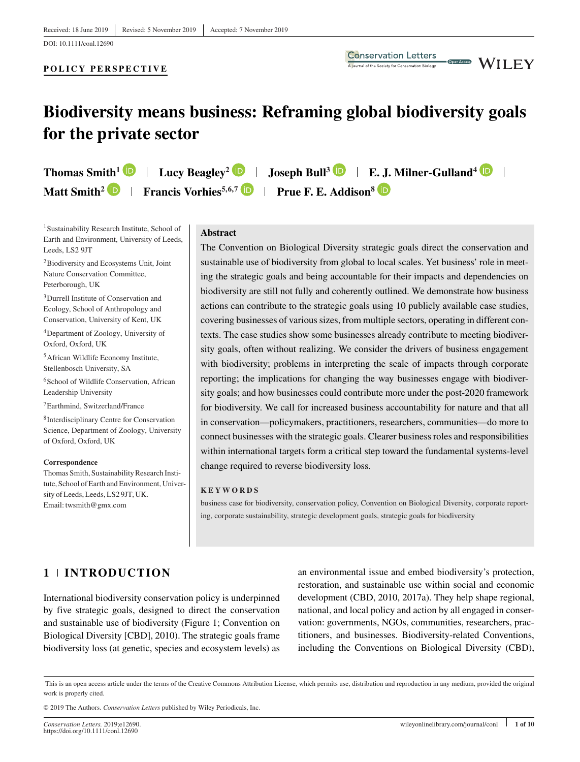Received: 18 June 2019 | Revised: 5 November 2019 | Accepted: 7 November 2019

DOI: 10.1111/conl.12690

**POLICY PERSPECTIVE**

# Biodiversity means business: Reframing global biodiversity goals for the private sector

**Thomas Smith**[1] | **Lucy Beagley**[2] | **Joseph Bull**[3] | **E. J. Milner-Gulland**[4] | **Matt Smith**[2] | **Francis Vorhies**[5,6,7] | **Prue F. E. Addison**[8]

[1] Sustainability Research Institute, School of Earth and Environment, University of Leeds, Leeds, LS2 9JT

[2] Biodiversity and Ecosystems Unit, Joint Nature Conservation Committee, Peterborough, UK

[3] Durrell Institute of Conservation and Ecology, School of Anthropology and Conservation, University of Kent, UK

[4] Department of Zoology, University of Oxford, Oxford, UK

[5] African Wildlife Economy Institute, Stellenbosch University, SA

[6] School of Wildlife Conservation, African Leadership University

[7] Earthmind, Switzerland/France

[8] Interdisciplinary Centre for Conservation Science, Department of Zoology, University of Oxford, Oxford, UK

**Correspondence**
Thomas Smith, Sustainability Research Institute, School of Earth and Environment, University of Leeds, Leeds, LS2 9JT, UK.
Email: twsmith@gmx.com

## Abstract

The Convention on Biological Diversity strategic goals direct the conservation and sustainable use of biodiversity from global to local scales. Yet business' role in meeting the strategic goals and being accountable for their impacts and dependencies on biodiversity are still not fully and coherently outlined. We demonstrate how business actions can contribute to the strategic goals using 10 publicly available case studies, covering businesses of various sizes, from multiple sectors, operating in different contexts. The case studies show some businesses already contribute to meeting biodiversity goals, often without realizing. We consider the drivers of business engagement with biodiversity; problems in interpreting the scale of impacts through corporate reporting; the implications for changing the way businesses engage with biodiversity goals; and how businesses could contribute more under the post-2020 framework for biodiversity. We call for increased business accountability for nature and that all in conservation—policymakers, practitioners, researchers, communities—do more to connect businesses with the strategic goals. Clearer business roles and responsibilities within international targets form a critical step toward the fundamental systems-level change required to reverse biodiversity loss.

**KEYWORDS**

business case for biodiversity, conservation policy, Convention on Biological Diversity, corporate reporting, corporate sustainability, strategic development goals, strategic goals for biodiversity

## 1 | INTRODUCTION

International biodiversity conservation policy is underpinned by five strategic goals, designed to direct the conservation and sustainable use of biodiversity (Figure 1; Convention on Biological Diversity [CBD], 2010). The strategic goals frame biodiversity loss (at genetic, species and ecosystem levels) as an environmental issue and embed biodiversity's protection, restoration, and sustainable use within social and economic development (CBD, 2010, 2017a). They help shape regional, national, and local policy and action by all engaged in conservation: governments, NGOs, communities, researchers, practitioners, and businesses. Biodiversity-related Conventions, including the Conventions on Biological Diversity (CBD),

This is an open access article under the terms of the Creative Commons Attribution License, which permits use, distribution and reproduction in any medium, provided the original work is properly cited.

© 2019 The Authors. *Conservation Letters* published by Wiley Periodicals, Inc.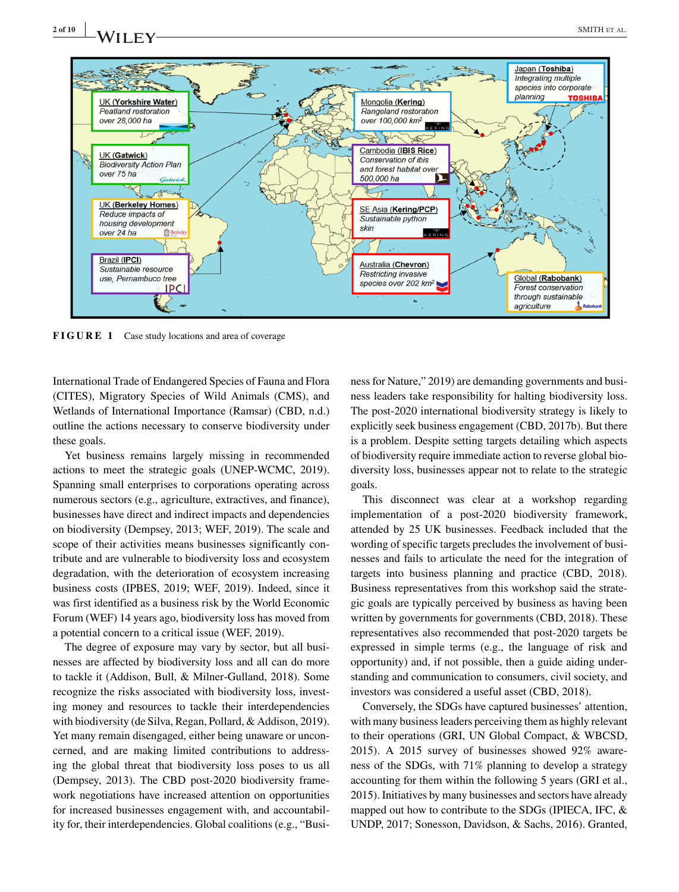**FIGURE 1** Case study locations and area of coverage

International Trade of Endangered Species of Fauna and Flora (CITES), Migratory Species of Wild Animals (CMS), and Wetlands of International Importance (Ramsar) (CBD, n.d.) outline the actions necessary to conserve biodiversity under these goals.

Yet business remains largely missing in recommended actions to meet the strategic goals (UNEP-WCMC, 2019). Spanning small enterprises to corporations operating across numerous sectors (e.g., agriculture, extractives, and finance), businesses have direct and indirect impacts and dependencies on biodiversity (Dempsey, 2013; WEF, 2019). The scale and scope of their activities means businesses significantly contribute and are vulnerable to biodiversity loss and ecosystem degradation, with the deterioration of ecosystem increasing business costs (IPBES, 2019; WEF, 2019). Indeed, since it was first identified as a business risk by the World Economic Forum (WEF) 14 years ago, biodiversity loss has moved from a potential concern to a critical issue (WEF, 2019).

The degree of exposure may vary by sector, but all businesses are affected by biodiversity loss and all can do more to tackle it (Addison, Bull, & Milner-Gulland, 2018). Some recognize the risks associated with biodiversity loss, investing money and resources to tackle their interdependencies with biodiversity (de Silva, Regan, Pollard, & Addison, 2019). Yet many remain disengaged, either being unaware or unconcerned, and are making limited contributions to addressing the global threat that biodiversity loss poses to us all (Dempsey, 2013). The CBD post-2020 biodiversity framework negotiations have increased attention on opportunities for increased businesses engagement with, and accountability for, their interdependencies. Global coalitions (e.g., "Business for Nature," 2019) are demanding governments and business leaders take responsibility for halting biodiversity loss. The post-2020 international biodiversity strategy is likely to explicitly seek business engagement (CBD, 2017b). But there is a problem. Despite setting targets detailing which aspects of biodiversity require immediate action to reverse global biodiversity loss, businesses appear not to relate to the strategic goals.

This disconnect was clear at a workshop regarding implementation of a post-2020 biodiversity framework, attended by 25 UK businesses. Feedback included that the wording of specific targets precludes the involvement of businesses and fails to articulate the need for the integration of targets into business planning and practice (CBD, 2018). Business representatives from this workshop said the strategic goals are typically perceived by business as having been written by governments for governments (CBD, 2018). These representatives also recommended that post-2020 targets be expressed in simple terms (e.g., the language of risk and opportunity) and, if not possible, then a guide aiding understanding and communication to consumers, civil society, and investors was considered a useful asset (CBD, 2018).

Conversely, the SDGs have captured businesses' attention, with many business leaders perceiving them as highly relevant to their operations (GRI, UN Global Compact, & WBCSD, 2015). A 2015 survey of businesses showed 92% awareness of the SDGs, with 71% planning to develop a strategy accounting for them within the following 5 years (GRI et al., 2015). Initiatives by many businesses and sectors have already mapped out how to contribute to the SDGs (IPIECA, IFC, & UNDP, 2017; Sonesson, Davidson, & Sachs, 2016). Granted,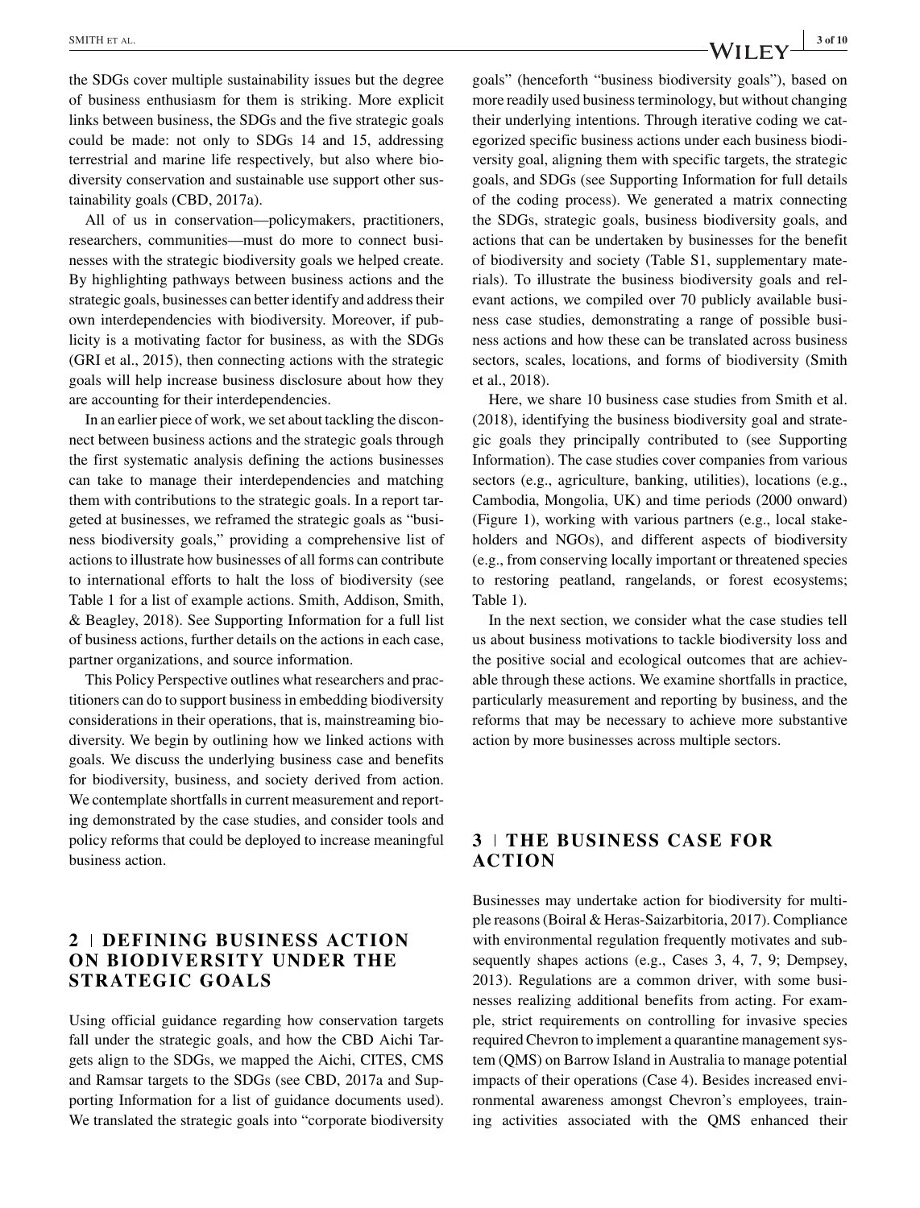the SDGs cover multiple sustainability issues but the degree of business enthusiasm for them is striking. More explicit links between business, the SDGs and the five strategic goals could be made: not only to SDGs 14 and 15, addressing terrestrial and marine life respectively, but also where biodiversity conservation and sustainable use support other sustainability goals (CBD, 2017a).

All of us in conservation—policymakers, practitioners, researchers, communities—must do more to connect businesses with the strategic biodiversity goals we helped create. By highlighting pathways between business actions and the strategic goals, businesses can better identify and address their own interdependencies with biodiversity. Moreover, if publicity is a motivating factor for business, as with the SDGs (GRI et al., 2015), then connecting actions with the strategic goals will help increase business disclosure about how they are accounting for their interdependencies.

In an earlier piece of work, we set about tackling the disconnect between business actions and the strategic goals through the first systematic analysis defining the actions businesses can take to manage their interdependencies and matching them with contributions to the strategic goals. In a report targeted at businesses, we reframed the strategic goals as "business biodiversity goals," providing a comprehensive list of actions to illustrate how businesses of all forms can contribute to international efforts to halt the loss of biodiversity (see Table 1 for a list of example actions. Smith, Addison, Smith, & Beagley, 2018). See Supporting Information for a full list of business actions, further details on the actions in each case, partner organizations, and source information.

This Policy Perspective outlines what researchers and practitioners can do to support business in embedding biodiversity considerations in their operations, that is, mainstreaming biodiversity. We begin by outlining how we linked actions with goals. We discuss the underlying business case and benefits for biodiversity, business, and society derived from action. We contemplate shortfalls in current measurement and reporting demonstrated by the case studies, and consider tools and policy reforms that could be deployed to increase meaningful business action.

## 2 | DEFINING BUSINESS ACTION ON BIODIVERSITY UNDER THE STRATEGIC GOALS

Using official guidance regarding how conservation targets fall under the strategic goals, and how the CBD Aichi Targets align to the SDGs, we mapped the Aichi, CITES, CMS and Ramsar targets to the SDGs (see CBD, 2017a and Supporting Information for a list of guidance documents used). We translated the strategic goals into "corporate biodiversity goals" (henceforth "business biodiversity goals"), based on more readily used business terminology, but without changing their underlying intentions. Through iterative coding we categorized specific business actions under each business biodiversity goal, aligning them with specific targets, the strategic goals, and SDGs (see Supporting Information for full details of the coding process). We generated a matrix connecting the SDGs, strategic goals, business biodiversity goals, and actions that can be undertaken by businesses for the benefit of biodiversity and society (Table S1, supplementary materials). To illustrate the business biodiversity goals and relevant actions, we compiled over 70 publicly available business case studies, demonstrating a range of possible business actions and how these can be translated across business sectors, scales, locations, and forms of biodiversity (Smith et al., 2018).

Here, we share 10 business case studies from Smith et al. (2018), identifying the business biodiversity goal and strategic goals they principally contributed to (see Supporting Information). The case studies cover companies from various sectors (e.g., agriculture, banking, utilities), locations (e.g., Cambodia, Mongolia, UK) and time periods (2000 onward) (Figure 1), working with various partners (e.g., local stakeholders and NGOs), and different aspects of biodiversity (e.g., from conserving locally important or threatened species to restoring peatland, rangelands, or forest ecosystems; Table 1).

In the next section, we consider what the case studies tell us about business motivations to tackle biodiversity loss and the positive social and ecological outcomes that are achievable through these actions. We examine shortfalls in practice, particularly measurement and reporting by business, and the reforms that may be necessary to achieve more substantive action by more businesses across multiple sectors.

## 3 | THE BUSINESS CASE FOR ACTION

Businesses may undertake action for biodiversity for multiple reasons (Boiral & Heras-Saizarbitoria, 2017). Compliance with environmental regulation frequently motivates and subsequently shapes actions (e.g., Cases 3, 4, 7, 9; Dempsey, 2013). Regulations are a common driver, with some businesses realizing additional benefits from acting. For example, strict requirements on controlling for invasive species required Chevron to implement a quarantine management system (QMS) on Barrow Island in Australia to manage potential impacts of their operations (Case 4). Besides increased environmental awareness amongst Chevron's employees, training activities associated with the QMS enhanced their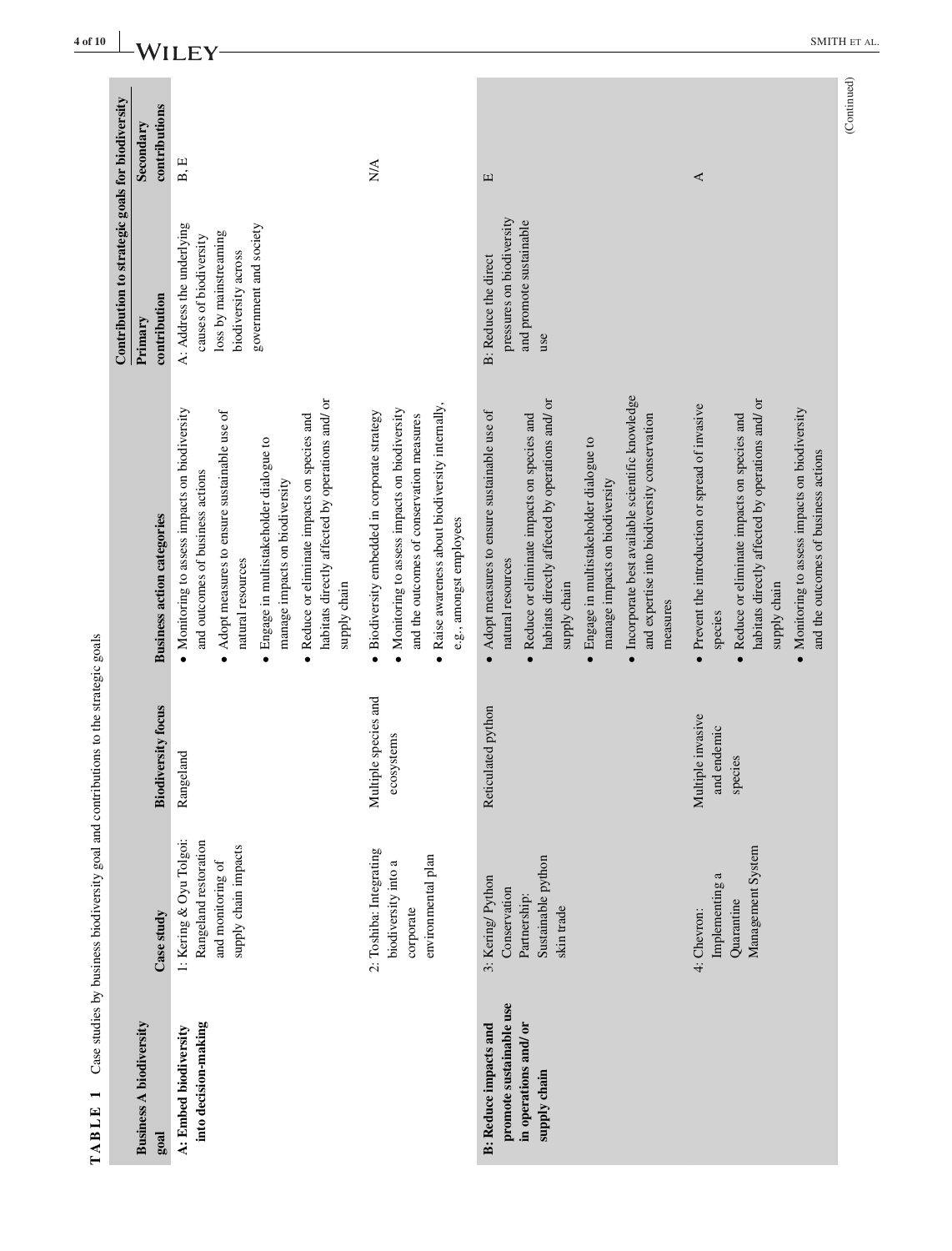**TABLE 1** Case studies by business biodiversity goal and contributions to the strategic goals

| Business A biodiversity goal | Case study | Biodiversity focus | Business action categories | Contribution to strategic goals for biodiversity | |
|---|---|---|---|---|---|
| | | | | Primary contribution | Secondary contributions |
| **A: Embed biodiversity into decision-making** | 1: Kering & Oyu Tolgoi: Rangeland restoration and monitoring of supply chain impacts | Rangeland | • Monitoring to assess impacts on biodiversity and outcomes of business actions<br>• Adopt measures to ensure sustainable use of natural resources<br>• Engage in multistakeholder dialogue to manage impacts on biodiversity<br>• Reduce or eliminate impacts on species and habitats directly affected by operations and/ or supply chain | A: Address the underlying causes of biodiversity loss by mainstreaming biodiversity across government and society | B, E |
| | 2: Toshiba: Integrating biodiversity into a corporate environmental plan | Multiple species and ecosystems | • Biodiversity embedded in corporate strategy<br>• Monitoring to assess impacts on biodiversity and the outcomes of conservation measures<br>• Raise awareness about biodiversity internally, e.g., amongst employees | | N/A |
| **B: Reduce impacts and promote sustainable use in operations and/or supply chain** | 3: Kering/ Python Conservation Partnership: Sustainable python skin trade | Reticulated python | • Adopt measures to ensure sustainable use of natural resources<br>• Reduce or eliminate impacts on species and habitats directly affected by operations and/ or supply chain<br>• Engage in multistakeholder dialogue to manage impacts on biodiversity<br>• Incorporate best available scientific knowledge and expertise into biodiversity conservation measures | B: Reduce the direct pressures on biodiversity and promote sustainable use | E |
| | 4: Chevron: Implementing a Quarantine Management System | Multiple invasive and endemic species | • Prevent the introduction or spread of invasive species<br>• Reduce or eliminate impacts on species and habitats directly affected by operations and/ or supply chain<br>• Monitoring to assess impacts on biodiversity and the outcomes of business actions | | A |

(Continued)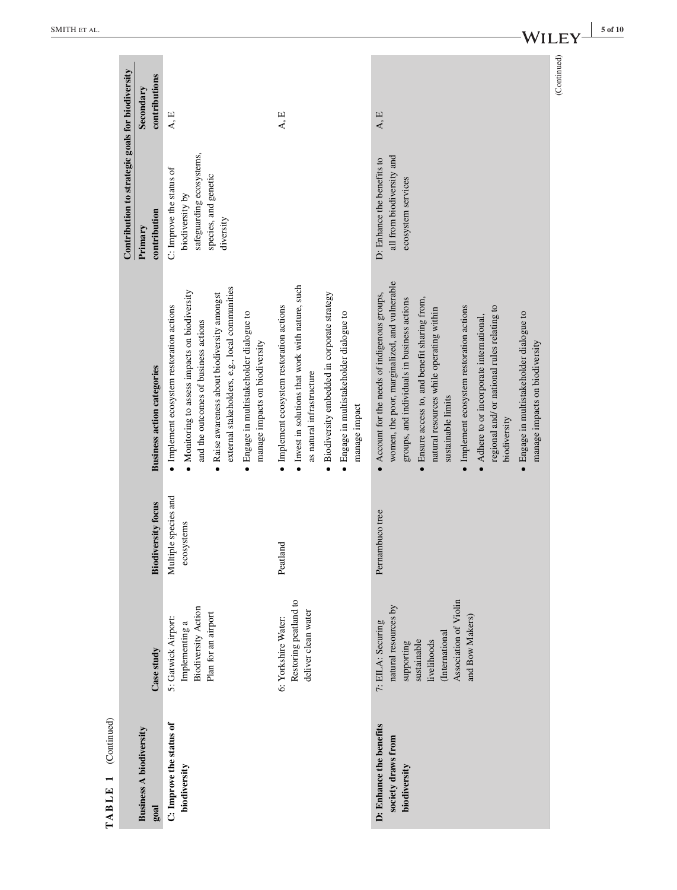**TABLE 1** (Continued)

| Business A biodiversity goal | Case study | Biodiversity focus | Business action categories | Contribution to strategic goals for biodiversity | |
|---|---|---|---|---|---|
| | | | | Primary contribution | Secondary contributions |
| **C: Improve the status of biodiversity** | 5: Gatwick Airport: Implementing a Biodiversity Action Plan for an airport | Multiple species and ecosystems | • Implement ecosystem restoration actions<br>• Monitoring to assess impacts on biodiversity and the outcomes of business actions<br>• Raise awareness about biodiversity amongst external stakeholders, e.g., local communities<br>• Engage in multistakeholder dialogue to manage impacts on biodiversity | C: Improve the status of biodiversity by safeguarding ecosystems, species, and genetic diversity | A, E |
| | 6: Yorkshire Water: Restoring peatland to deliver clean water | Peatland | • Implement ecosystem restoration actions<br>• Invest in solutions that work with nature, such as natural infrastructure<br>• Biodiversity embedded in corporate strategy<br>• Engage in multistakeholder dialogue to manage impact | | A, E |
| **D: Enhance the benefits society draws from biodiversity** | 7: EILA: Securing natural resources by supporting sustainable livelihoods (International Association of Violin and Bow Makers) | Pernambuco tree | • Account for the needs of indigenous groups, women, the poor, marginalized, and vulnerable groups, and individuals in business actions<br>• Ensure access to, and benefit sharing from, natural resources while operating within sustainable limits<br>• Implement ecosystem restoration actions<br>• Adhere to or incorporate international, regional and/ or national rules relating to biodiversity<br>• Engage in multistakeholder dialogue to manage impacts on biodiversity | D: Enhance the benefits to all from biodiversity and ecosystem services | A, E |

(Continued)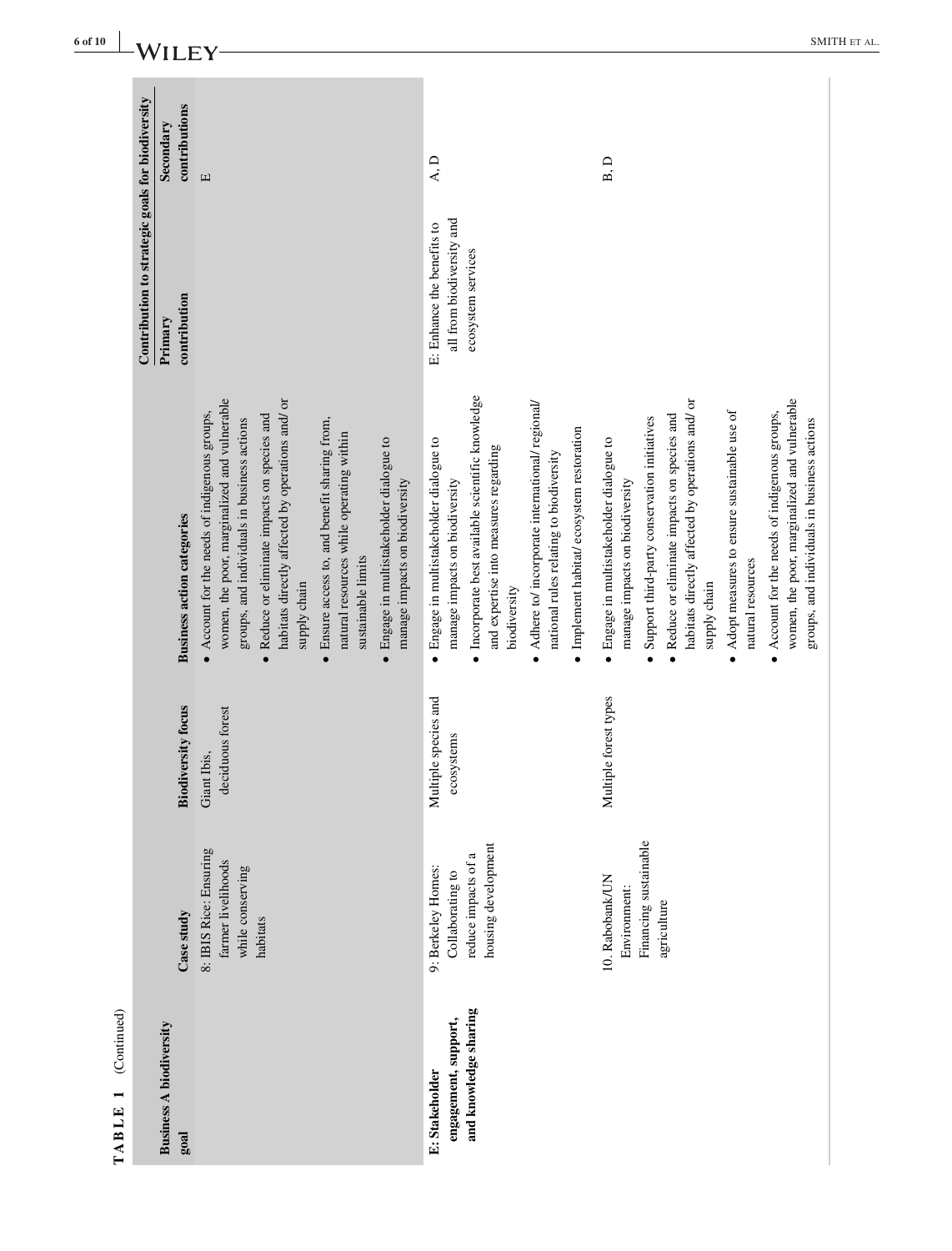**TABLE 1** (Continued)

| Business A biodiversity goal | Case study | Biodiversity focus | Business action categories | Contribution to strategic goals for biodiversity | |
|---|---|---|---|---|---|
| | | | | **Primary contribution** | **Secondary contributions** |
| | 8: IBIS Rice: Ensuring farmer livelihoods while conserving habitats | Giant Ibis, deciduous forest | • Account for the needs of indigenous groups, women, the poor, marginalized and vulnerable groups, and individuals in business actions<br>• Reduce or eliminate impacts on species and habitats directly affected by operations and/ or supply chain<br>• Ensure access to, and benefit sharing from, natural resources while operating within sustainable limits<br>• Engage in multistakeholder dialogue to manage impacts on biodiversity | | E |
| **E: Stakeholder engagement, support, and knowledge sharing** | 9: Berkeley Homes: Collaborating to reduce impacts of a housing development | Multiple species and ecosystems | • Engage in multistakeholder dialogue to manage impacts on biodiversity<br>• Incorporate best available scientific knowledge and expertise into measures regarding biodiversity<br>• Adhere to/ incorporate international/ regional/ national rules relating to biodiversity<br>• Implement habitat/ ecosystem restoration | E: Enhance the benefits to all from biodiversity and ecosystem services | A, D |
| | 10. Rabobank/UN Environment: Financing sustainable agriculture | Multiple forest types | • Engage in multistakeholder dialogue to manage impacts on biodiversity<br>• Support third-party conservation initiatives<br>• Reduce or eliminate impacts on species and habitats directly affected by operations and/ or supply chain<br>• Adopt measures to ensure sustainable use of natural resources<br>• Account for the needs of indigenous groups, women, the poor, marginalized and vulnerable groups, and individuals in business actions | | B, D |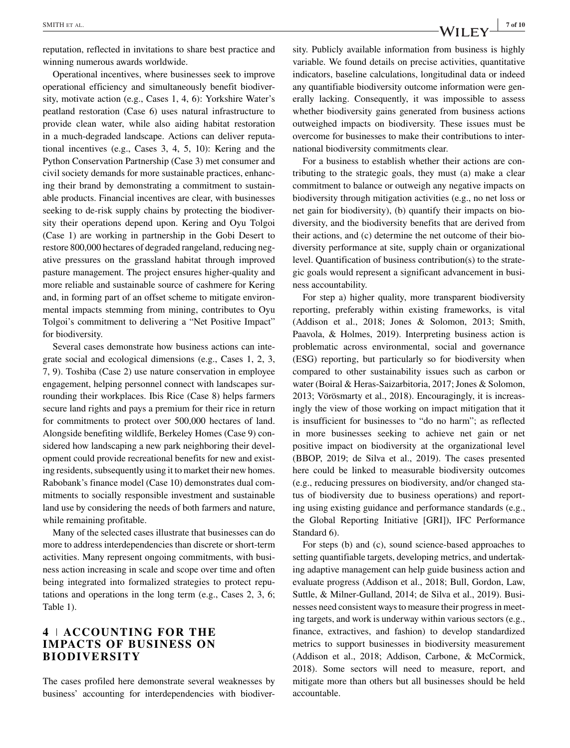reputation, reflected in invitations to share best practice and winning numerous awards worldwide.

Operational incentives, where businesses seek to improve operational efficiency and simultaneously benefit biodiversity, motivate action (e.g., Cases 1, 4, 6): Yorkshire Water's peatland restoration (Case 6) uses natural infrastructure to provide clean water, while also aiding habitat restoration in a much-degraded landscape. Actions can deliver reputational incentives (e.g., Cases 3, 4, 5, 10): Kering and the Python Conservation Partnership (Case 3) met consumer and civil society demands for more sustainable practices, enhancing their brand by demonstrating a commitment to sustainable products. Financial incentives are clear, with businesses seeking to de-risk supply chains by protecting the biodiversity their operations depend upon. Kering and Oyu Tolgoi (Case 1) are working in partnership in the Gobi Desert to restore 800,000 hectares of degraded rangeland, reducing negative pressures on the grassland habitat through improved pasture management. The project ensures higher-quality and more reliable and sustainable source of cashmere for Kering and, in forming part of an offset scheme to mitigate environmental impacts stemming from mining, contributes to Oyu Tolgoi's commitment to delivering a "Net Positive Impact" for biodiversity.

Several cases demonstrate how business actions can integrate social and ecological dimensions (e.g., Cases 1, 2, 3, 7, 9). Toshiba (Case 2) use nature conservation in employee engagement, helping personnel connect with landscapes surrounding their workplaces. Ibis Rice (Case 8) helps farmers secure land rights and pays a premium for their rice in return for commitments to protect over 500,000 hectares of land. Alongside benefiting wildlife, Berkeley Homes (Case 9) considered how landscaping a new park neighboring their development could provide recreational benefits for new and existing residents, subsequently using it to market their new homes. Rabobank's finance model (Case 10) demonstrates dual commitments to socially responsible investment and sustainable land use by considering the needs of both farmers and nature, while remaining profitable.

Many of the selected cases illustrate that businesses can do more to address interdependencies than discrete or short-term activities. Many represent ongoing commitments, with business action increasing in scale and scope over time and often being integrated into formalized strategies to protect reputations and operations in the long term (e.g., Cases 2, 3, 6; Table 1).

## 4 | ACCOUNTING FOR THE IMPACTS OF BUSINESS ON BIODIVERSITY

The cases profiled here demonstrate several weaknesses by business' accounting for interdependencies with biodiversity. Publicly available information from business is highly variable. We found details on precise activities, quantitative indicators, baseline calculations, longitudinal data or indeed any quantifiable biodiversity outcome information were generally lacking. Consequently, it was impossible to assess whether biodiversity gains generated from business actions outweighed impacts on biodiversity. These issues must be overcome for businesses to make their contributions to international biodiversity commitments clear.

For a business to establish whether their actions are contributing to the strategic goals, they must (a) make a clear commitment to balance or outweigh any negative impacts on biodiversity through mitigation activities (e.g., no net loss or net gain for biodiversity), (b) quantify their impacts on biodiversity, and the biodiversity benefits that are derived from their actions, and (c) determine the net outcome of their biodiversity performance at site, supply chain or organizational level. Quantification of business contribution(s) to the strategic goals would represent a significant advancement in business accountability.

For step a) higher quality, more transparent biodiversity reporting, preferably within existing frameworks, is vital (Addison et al., 2018; Jones & Solomon, 2013; Smith, Paavola, & Holmes, 2019). Interpreting business action is problematic across environmental, social and governance (ESG) reporting, but particularly so for biodiversity when compared to other sustainability issues such as carbon or water (Boiral & Heras-Saizarbitoria, 2017; Jones & Solomon, 2013; Vörösmarty et al., 2018). Encouragingly, it is increasingly the view of those working on impact mitigation that it is insufficient for businesses to "do no harm"; as reflected in more businesses seeking to achieve net gain or net positive impact on biodiversity at the organizational level (BBOP, 2019; de Silva et al., 2019). The cases presented here could be linked to measurable biodiversity outcomes (e.g., reducing pressures on biodiversity, and/or changed status of biodiversity due to business operations) and reporting using existing guidance and performance standards (e.g., the Global Reporting Initiative [GRI]), IFC Performance Standard 6).

For steps (b) and (c), sound science-based approaches to setting quantifiable targets, developing metrics, and undertaking adaptive management can help guide business action and evaluate progress (Addison et al., 2018; Bull, Gordon, Law, Suttle, & Milner-Gulland, 2014; de Silva et al., 2019). Businesses need consistent ways to measure their progress in meeting targets, and work is underway within various sectors (e.g., finance, extractives, and fashion) to develop standardized metrics to support businesses in biodiversity measurement (Addison et al., 2018; Addison, Carbone, & McCormick, 2018). Some sectors will need to measure, report, and mitigate more than others but all businesses should be held accountable.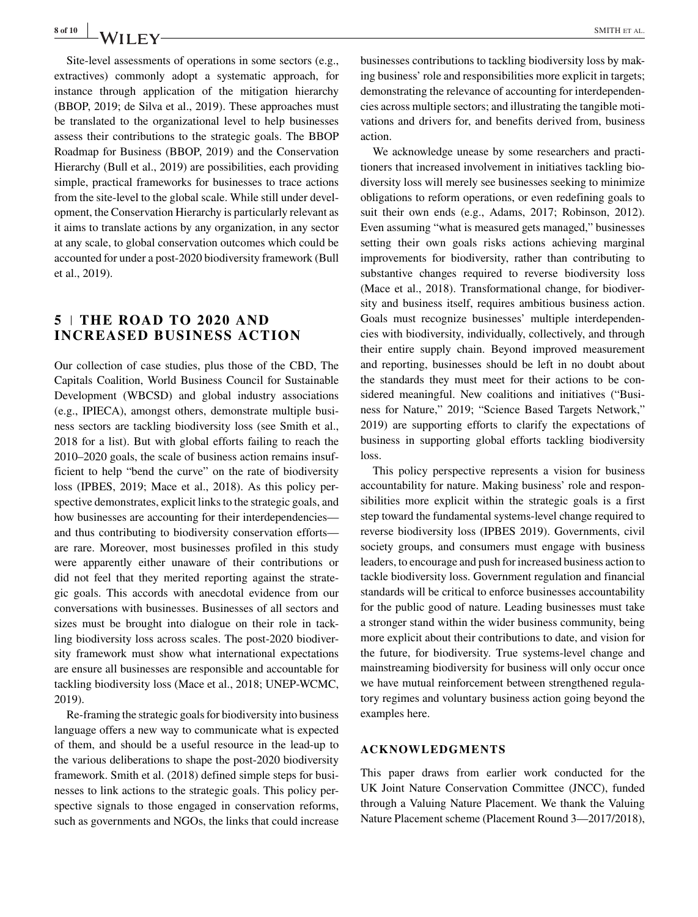Site-level assessments of operations in some sectors (e.g., extractives) commonly adopt a systematic approach, for instance through application of the mitigation hierarchy (BBOP, 2019; de Silva et al., 2019). These approaches must be translated to the organizational level to help businesses assess their contributions to the strategic goals. The BBOP Roadmap for Business (BBOP, 2019) and the Conservation Hierarchy (Bull et al., 2019) are possibilities, each providing simple, practical frameworks for businesses to trace actions from the site-level to the global scale. While still under development, the Conservation Hierarchy is particularly relevant as it aims to translate actions by any organization, in any sector at any scale, to global conservation outcomes which could be accounted for under a post-2020 biodiversity framework (Bull et al., 2019).

## 5 | THE ROAD TO 2020 AND INCREASED BUSINESS ACTION

Our collection of case studies, plus those of the CBD, The Capitals Coalition, World Business Council for Sustainable Development (WBCSD) and global industry associations (e.g., IPIECA), amongst others, demonstrate multiple business sectors are tackling biodiversity loss (see Smith et al., 2018 for a list). But with global efforts failing to reach the 2010–2020 goals, the scale of business action remains insufficient to help "bend the curve" on the rate of biodiversity loss (IPBES, 2019; Mace et al., 2018). As this policy perspective demonstrates, explicit links to the strategic goals, and how businesses are accounting for their interdependencies—and thus contributing to biodiversity conservation efforts—are rare. Moreover, most businesses profiled in this study were apparently either unaware of their contributions or did not feel that they merited reporting against the strategic goals. This accords with anecdotal evidence from our conversations with businesses. Businesses of all sectors and sizes must be brought into dialogue on their role in tackling biodiversity loss across scales. The post-2020 biodiversity framework must show what international expectations are ensure all businesses are responsible and accountable for tackling biodiversity loss (Mace et al., 2018; UNEP-WCMC, 2019).

Re-framing the strategic goals for biodiversity into business language offers a new way to communicate what is expected of them, and should be a useful resource in the lead-up to the various deliberations to shape the post-2020 biodiversity framework. Smith et al. (2018) defined simple steps for businesses to link actions to the strategic goals. This policy perspective signals to those engaged in conservation reforms, such as governments and NGOs, the links that could increase businesses contributions to tackling biodiversity loss by making business' role and responsibilities more explicit in targets; demonstrating the relevance of accounting for interdependencies across multiple sectors; and illustrating the tangible motivations and drivers for, and benefits derived from, business action.

We acknowledge unease by some researchers and practitioners that increased involvement in initiatives tackling biodiversity loss will merely see businesses seeking to minimize obligations to reform operations, or even redefining goals to suit their own ends (e.g., Adams, 2017; Robinson, 2012). Even assuming "what is measured gets managed," businesses setting their own goals risks actions achieving marginal improvements for biodiversity, rather than contributing to substantive changes required to reverse biodiversity loss (Mace et al., 2018). Transformational change, for biodiversity and business itself, requires ambitious business action. Goals must recognize businesses' multiple interdependencies with biodiversity, individually, collectively, and through their entire supply chain. Beyond improved measurement and reporting, businesses should be left in no doubt about the standards they must meet for their actions to be considered meaningful. New coalitions and initiatives ("Business for Nature," 2019; "Science Based Targets Network," 2019) are supporting efforts to clarify the expectations of business in supporting global efforts tackling biodiversity loss.

This policy perspective represents a vision for business accountability for nature. Making business' role and responsibilities more explicit within the strategic goals is a first step toward the fundamental systems-level change required to reverse biodiversity loss (IPBES 2019). Governments, civil society groups, and consumers must engage with business leaders, to encourage and push for increased business action to tackle biodiversity loss. Government regulation and financial standards will be critical to enforce businesses accountability for the public good of nature. Leading businesses must take a stronger stand within the wider business community, being more explicit about their contributions to date, and vision for the future, for biodiversity. True systems-level change and mainstreaming biodiversity for business will only occur once we have mutual reinforcement between strengthened regulatory regimes and voluntary business action going beyond the examples here.

## ACKNOWLEDGMENTS

This paper draws from earlier work conducted for the UK Joint Nature Conservation Committee (JNCC), funded through a Valuing Nature Placement. We thank the Valuing Nature Placement scheme (Placement Round 3—2017/2018),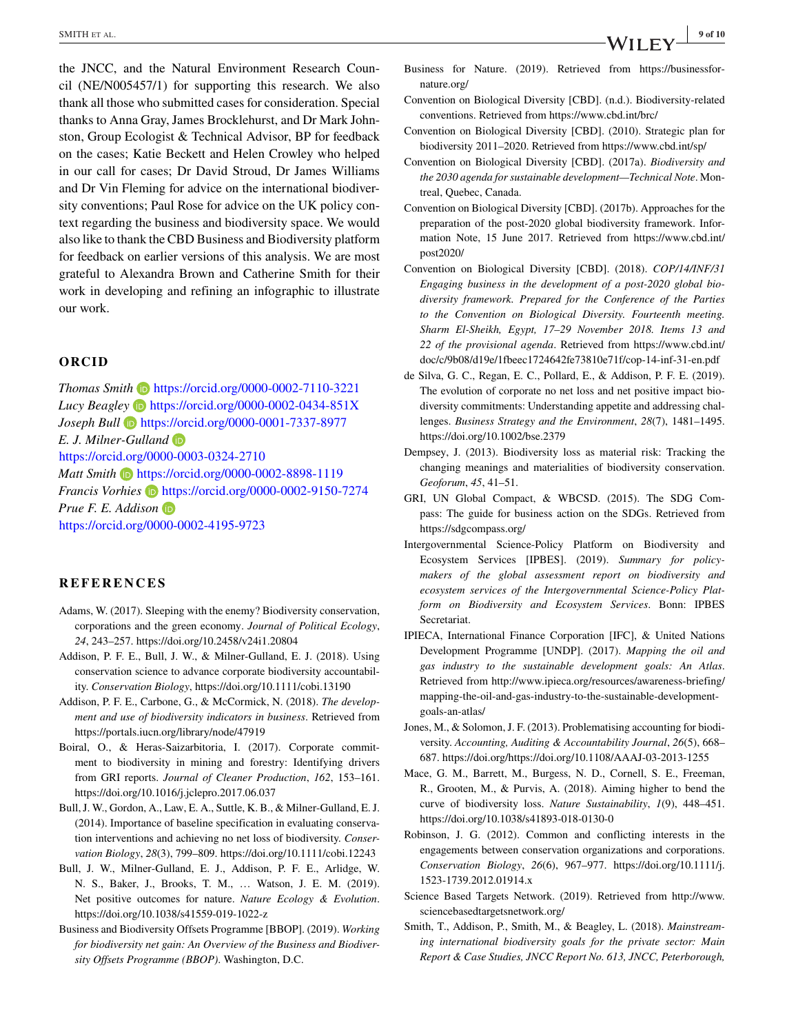the JNCC, and the Natural Environment Research Council (NE/N005457/1) for supporting this research. We also thank all those who submitted cases for consideration. Special thanks to Anna Gray, James Brocklehurst, and Dr Mark Johnston, Group Ecologist & Technical Advisor, BP for feedback on the cases; Katie Beckett and Helen Crowley who helped in our call for cases; Dr David Stroud, Dr James Williams and Dr Vin Fleming for advice on the international biodiversity conventions; Paul Rose for advice on the UK policy context regarding the business and biodiversity space. We would also like to thank the CBD Business and Biodiversity platform for feedback on earlier versions of this analysis. We are most grateful to Alexandra Brown and Catherine Smith for their work in developing and refining an infographic to illustrate our work.

## ORCID

*Thomas Smith* https://orcid.org/0000-0002-7110-3221
*Lucy Beagley* https://orcid.org/0000-0002-0434-851X
*Joseph Bull* https://orcid.org/0000-0001-7337-8977
*E. J. Milner-Gulland* https://orcid.org/0000-0003-0324-2710
*Matt Smith* https://orcid.org/0000-0002-8898-1119
*Francis Vorhies* https://orcid.org/0000-0002-9150-7274
*Prue F. E. Addison* https://orcid.org/0000-0002-4195-9723

## REFERENCES

Adams, W. (2017). Sleeping with the enemy? Biodiversity conservation, corporations and the green economy. *Journal of Political Ecology*, *24*, 243–257. https://doi.org/10.2458/v24i1.20804

Addison, P. F. E., Bull, J. W., & Milner-Gulland, E. J. (2018). Using conservation science to advance corporate biodiversity accountability. *Conservation Biology*, https://doi.org/10.1111/cobi.13190

Addison, P. F. E., Carbone, G., & McCormick, N. (2018). *The development and use of biodiversity indicators in business*. Retrieved from https://portals.iucn.org/library/node/47919

Boiral, O., & Heras-Saizarbitoria, I. (2017). Corporate commitment to biodiversity in mining and forestry: Identifying drivers from GRI reports. *Journal of Cleaner Production*, *162*, 153–161. https://doi.org/10.1016/j.jclepro.2017.06.037

Bull, J. W., Gordon, A., Law, E. A., Suttle, K. B., & Milner-Gulland, E. J. (2014). Importance of baseline specification in evaluating conservation interventions and achieving no net loss of biodiversity. *Conservation Biology*, *28*(3), 799–809. https://doi.org/10.1111/cobi.12243

Bull, J. W., Milner-Gulland, E. J., Addison, P. F. E., Arlidge, W. N. S., Baker, J., Brooks, T. M., … Watson, J. E. M. (2019). Net positive outcomes for nature. *Nature Ecology & Evolution*. https://doi.org/10.1038/s41559-019-1022-z

Business and Biodiversity Offsets Programme [BBOP]. (2019). *Working for biodiversity net gain: An Overview of the Business and Biodiversity Offsets Programme (BBOP)*. Washington, D.C.

Business for Nature. (2019). Retrieved from https://businessfornature.org/

Convention on Biological Diversity [CBD]. (n.d.). Biodiversity-related conventions. Retrieved from https://www.cbd.int/brc/

Convention on Biological Diversity [CBD]. (2010). Strategic plan for biodiversity 2011–2020. Retrieved from https://www.cbd.int/sp/

Convention on Biological Diversity [CBD]. (2017a). *Biodiversity and the 2030 agenda for sustainable development—Technical Note*. Montreal, Quebec, Canada.

Convention on Biological Diversity [CBD]. (2017b). Approaches for the preparation of the post-2020 global biodiversity framework. Information Note, 15 June 2017. Retrieved from https://www.cbd.int/post2020/

Convention on Biological Diversity [CBD]. (2018). *COP/14/INF/31 Engaging business in the development of a post-2020 global biodiversity framework. Prepared for the Conference of the Parties to the Convention on Biological Diversity. Fourteenth meeting. Sharm El-Sheikh, Egypt, 17–29 November 2018. Items 13 and 22 of the provisional agenda*. Retrieved from https://www.cbd.int/doc/c/9b08/d19e/1fbeec1724642fe73810e71f/cop-14-inf-31-en.pdf

de Silva, G. C., Regan, E. C., Pollard, E., & Addison, P. F. E. (2019). The evolution of corporate no net loss and net positive impact biodiversity commitments: Understanding appetite and addressing challenges. *Business Strategy and the Environment*, *28*(7), 1481–1495. https://doi.org/10.1002/bse.2379

Dempsey, J. (2013). Biodiversity loss as material risk: Tracking the changing meanings and materialities of biodiversity conservation. *Geoforum*, *45*, 41–51.

GRI, UN Global Compact, & WBCSD. (2015). The SDG Compass: The guide for business action on the SDGs. Retrieved from https://sdgcompass.org/

Intergovernmental Science-Policy Platform on Biodiversity and Ecosystem Services [IPBES]. (2019). *Summary for policymakers of the global assessment report on biodiversity and ecosystem services of the Intergovernmental Science-Policy Platform on Biodiversity and Ecosystem Services*. Bonn: IPBES Secretariat.

IPIECA, International Finance Corporation [IFC], & United Nations Development Programme [UNDP]. (2017). *Mapping the oil and gas industry to the sustainable development goals: An Atlas*. Retrieved from http://www.ipieca.org/resources/awareness-briefing/mapping-the-oil-and-gas-industry-to-the-sustainable-development-goals-an-atlas/

Jones, M., & Solomon, J. F. (2013). Problematising accounting for biodiversity. *Accounting, Auditing & Accountability Journal*, *26*(5), 668–687. https://doi.org/https://doi.org/10.1108/AAAJ-03-2013-1255

Mace, G. M., Barrett, M., Burgess, N. D., Cornell, S. E., Freeman, R., Grooten, M., & Purvis, A. (2018). Aiming higher to bend the curve of biodiversity loss. *Nature Sustainability*, *1*(9), 448–451. https://doi.org/10.1038/s41893-018-0130-0

Robinson, J. G. (2012). Common and conflicting interests in the engagements between conservation organizations and corporations. *Conservation Biology*, *26*(6), 967–977. https://doi.org/10.1111/j.1523-1739.2012.01914.x

Science Based Targets Network. (2019). Retrieved from http://www.sciencebasedtargetsnetwork.org/

Smith, T., Addison, P., Smith, M., & Beagley, L. (2018). *Mainstreaming international biodiversity goals for the private sector: Main Report & Case Studies, JNCC Report No. 613, JNCC, Peterborough,*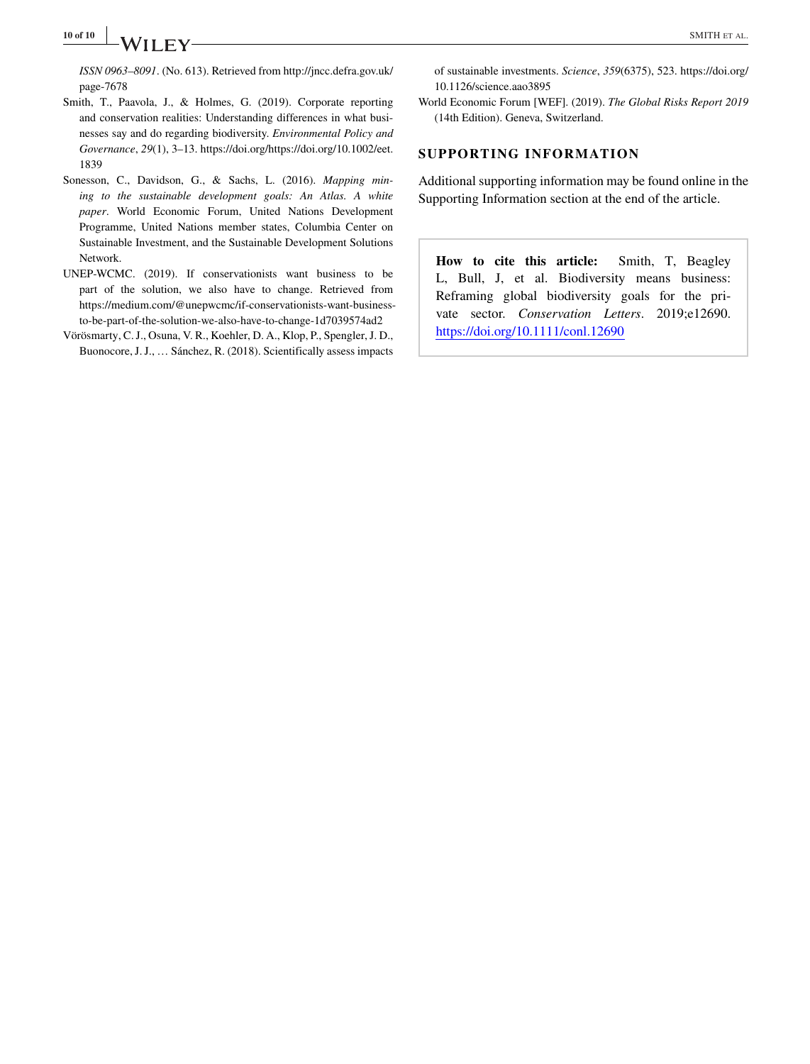*ISSN 0963–8091*. (No. 613). Retrieved from http://jncc.defra.gov.uk/page-7678

Smith, T., Paavola, J., & Holmes, G. (2019). Corporate reporting and conservation realities: Understanding differences in what businesses say and do regarding biodiversity. *Environmental Policy and Governance*, *29*(1), 3–13. https://doi.org/https://doi.org/10.1002/eet.1839

Sonesson, C., Davidson, G., & Sachs, L. (2016). *Mapping mining to the sustainable development goals: An Atlas. A white paper*. World Economic Forum, United Nations Development Programme, United Nations member states, Columbia Center on Sustainable Investment, and the Sustainable Development Solutions Network.

UNEP-WCMC. (2019). If conservationists want business to be part of the solution, we also have to change. Retrieved from https://medium.com/@unepwcmc/if-conservationists-want-business-to-be-part-of-the-solution-we-also-have-to-change-1d7039574ad2

Vörösmarty, C. J., Osuna, V. R., Koehler, D. A., Klop, P., Spengler, J. D., Buonocore, J. J., … Sánchez, R. (2018). Scientifically assess impacts of sustainable investments. *Science*, *359*(6375), 523. https://doi.org/10.1126/science.aao3895

World Economic Forum [WEF]. (2019). *The Global Risks Report 2019* (14th Edition). Geneva, Switzerland.

## SUPPORTING INFORMATION

Additional supporting information may be found online in the Supporting Information section at the end of the article.

**How to cite this article:** Smith, T, Beagley L, Bull, J, et al. Biodiversity means business: Reframing global biodiversity goals for the private sector. *Conservation Letters*. 2019;e12690. https://doi.org/10.1111/conl.12690